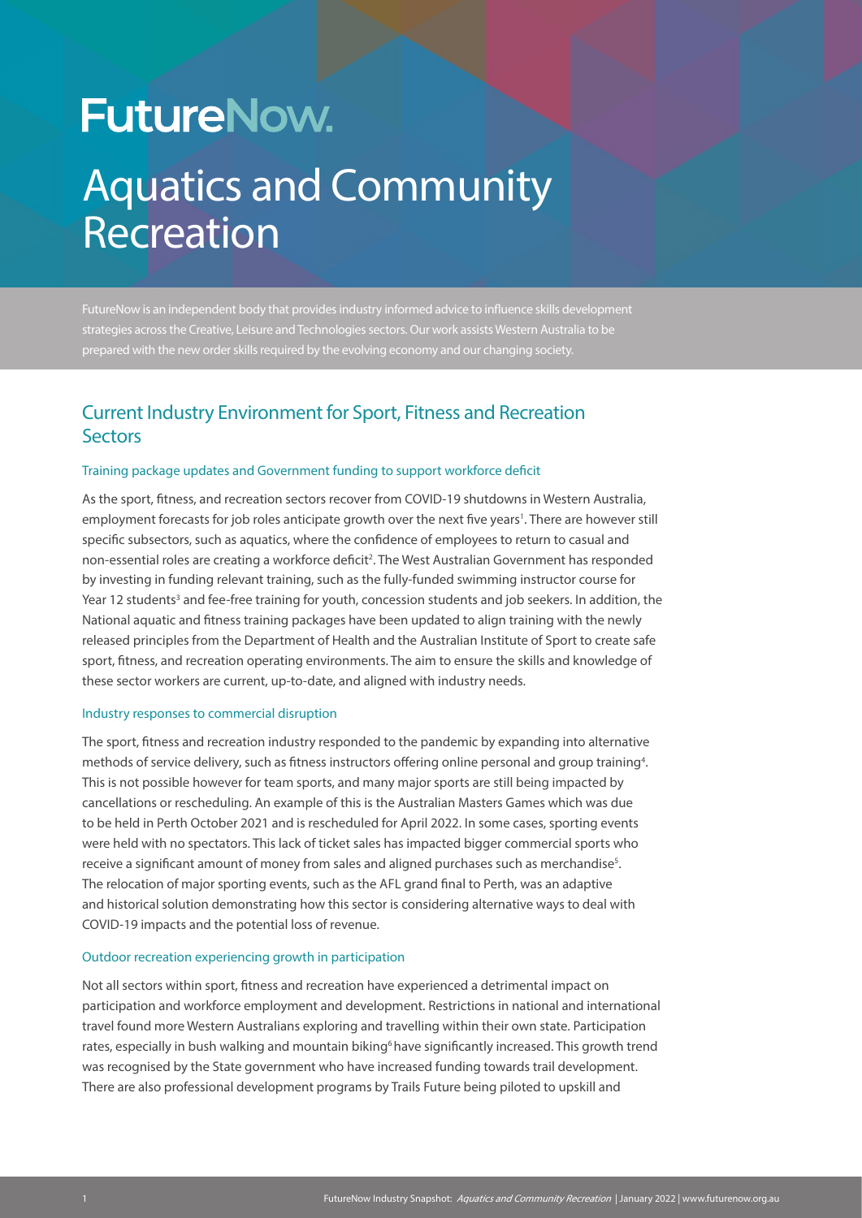# FutureNow.

# Aquatics and Community Recreation

FutureNow is an independent body that provides industry informed advice to influence skills development strategies across the Creative, Leisure and Technologies sectors. Our work assists Western Australia to be prepared with the new order skills required by the evolving economy and our changing society.

## Current Industry Environment for Sport, Fitness and Recreation Sectors

### Training package updates and Government funding to support workforce deficit

As the sport, fitness, and recreation sectors recover from COVID-19 shutdowns in Western Australia, employment forecasts for job roles anticipate growth over the next five years[1]. There are however still specific subsectors, such as aquatics, where the confidence of employees to return to casual and non-essential roles are creating a workforce deficit[2]. The West Australian Government has responded by investing in funding relevant training, such as the fully-funded swimming instructor course for Year 12 students[3] and fee-free training for youth, concession students and job seekers. In addition, the National aquatic and fitness training packages have been updated to align training with the newly released principles from the Department of Health and the Australian Institute of Sport to create safe sport, fitness, and recreation operating environments. The aim to ensure the skills and knowledge of these sector workers are current, up-to-date, and aligned with industry needs.

### Industry responses to commercial disruption

The sport, fitness and recreation industry responded to the pandemic by expanding into alternative methods of service delivery, such as fitness instructors offering online personal and group training[4]. This is not possible however for team sports, and many major sports are still being impacted by cancellations or rescheduling. An example of this is the Australian Masters Games which was due to be held in Perth October 2021 and is rescheduled for April 2022. In some cases, sporting events were held with no spectators. This lack of ticket sales has impacted bigger commercial sports who receive a significant amount of money from sales and aligned purchases such as merchandise[5]. The relocation of major sporting events, such as the AFL grand final to Perth, was an adaptive and historical solution demonstrating how this sector is considering alternative ways to deal with COVID-19 impacts and the potential loss of revenue.

### Outdoor recreation experiencing growth in participation

Not all sectors within sport, fitness and recreation have experienced a detrimental impact on participation and workforce employment and development. Restrictions in national and international travel found more Western Australians exploring and travelling within their own state. Participation rates, especially in bush walking and mountain biking[6] have significantly increased. This growth trend was recognised by the State government who have increased funding towards trail development. There are also professional development programs by Trails Future being piloted to upskill and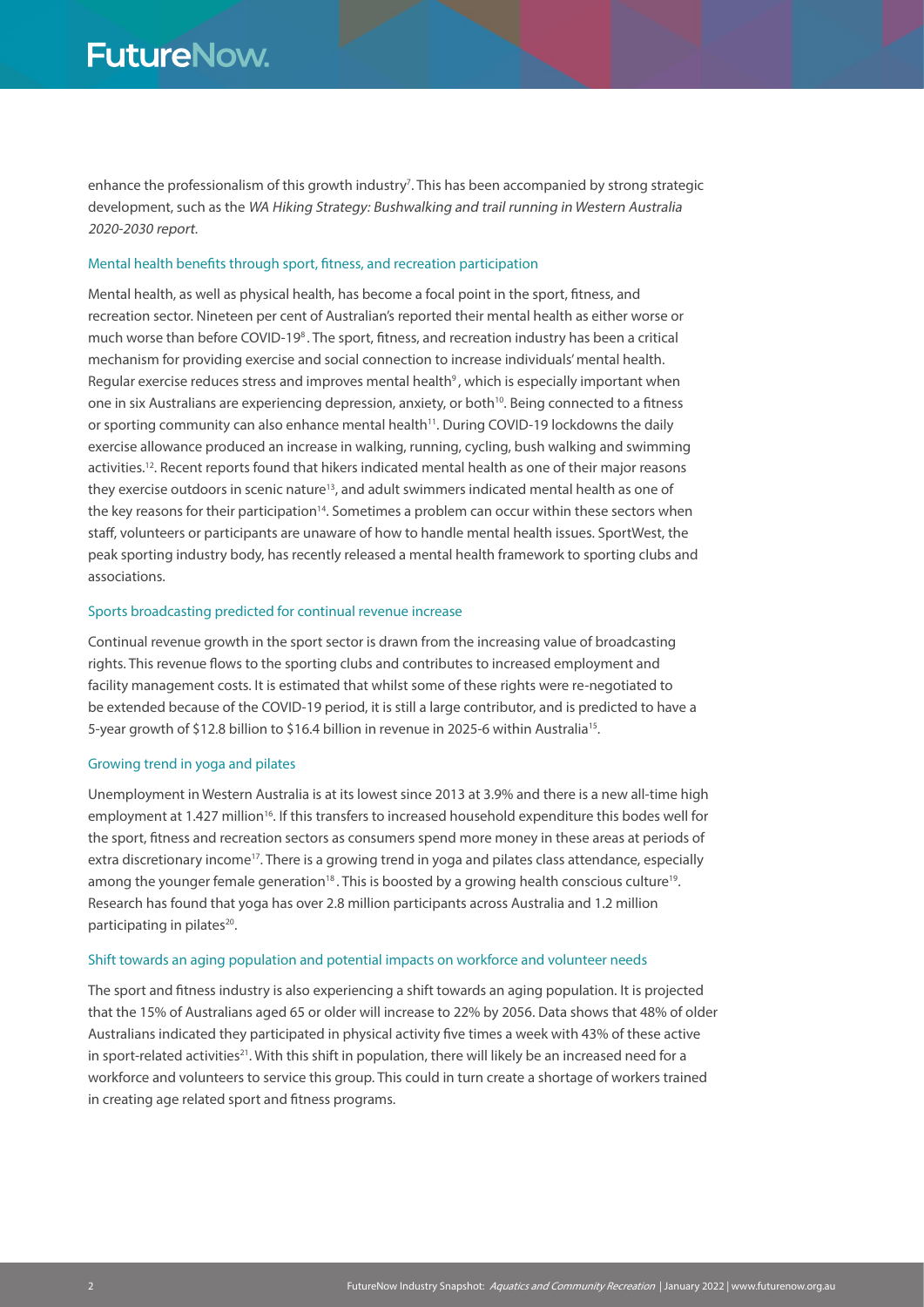enhance the professionalism of this growth industry[7]. This has been accompanied by strong strategic development, such as the *WA Hiking Strategy: Bushwalking and trail running in Western Australia 2020-2030 report.*

### Mental health benefits through sport, fitness, and recreation participation

Mental health, as well as physical health, has become a focal point in the sport, fitness, and recreation sector. Nineteen per cent of Australian's reported their mental health as either worse or much worse than before COVID-19[8]. The sport, fitness, and recreation industry has been a critical mechanism for providing exercise and social connection to increase individuals' mental health. Regular exercise reduces stress and improves mental health[9], which is especially important when one in six Australians are experiencing depression, anxiety, or both[10]. Being connected to a fitness or sporting community can also enhance mental health[11]. During COVID-19 lockdowns the daily exercise allowance produced an increase in walking, running, cycling, bush walking and swimming activities.[12]. Recent reports found that hikers indicated mental health as one of their major reasons they exercise outdoors in scenic nature[13], and adult swimmers indicated mental health as one of the key reasons for their participation[14]. Sometimes a problem can occur within these sectors when staff, volunteers or participants are unaware of how to handle mental health issues. SportWest, the peak sporting industry body, has recently released a mental health framework to sporting clubs and associations.

### Sports broadcasting predicted for continual revenue increase

Continual revenue growth in the sport sector is drawn from the increasing value of broadcasting rights. This revenue flows to the sporting clubs and contributes to increased employment and facility management costs. It is estimated that whilst some of these rights were re-negotiated to be extended because of the COVID-19 period, it is still a large contributor, and is predicted to have a 5-year growth of $12.8 billion to $16.4 billion in revenue in 2025-6 within Australia[15].

### Growing trend in yoga and pilates

Unemployment in Western Australia is at its lowest since 2013 at 3.9% and there is a new all-time high employment at 1.427 million[16]. If this transfers to increased household expenditure this bodes well for the sport, fitness and recreation sectors as consumers spend more money in these areas at periods of extra discretionary income[17]. There is a growing trend in yoga and pilates class attendance, especially among the younger female generation[18]. This is boosted by a growing health conscious culture[19]. Research has found that yoga has over 2.8 million participants across Australia and 1.2 million participating in pilates[20].

### Shift towards an aging population and potential impacts on workforce and volunteer needs

The sport and fitness industry is also experiencing a shift towards an aging population. It is projected that the 15% of Australians aged 65 or older will increase to 22% by 2056. Data shows that 48% of older Australians indicated they participated in physical activity five times a week with 43% of these active in sport-related activities[21]. With this shift in population, there will likely be an increased need for a workforce and volunteers to service this group. This could in turn create a shortage of workers trained in creating age related sport and fitness programs.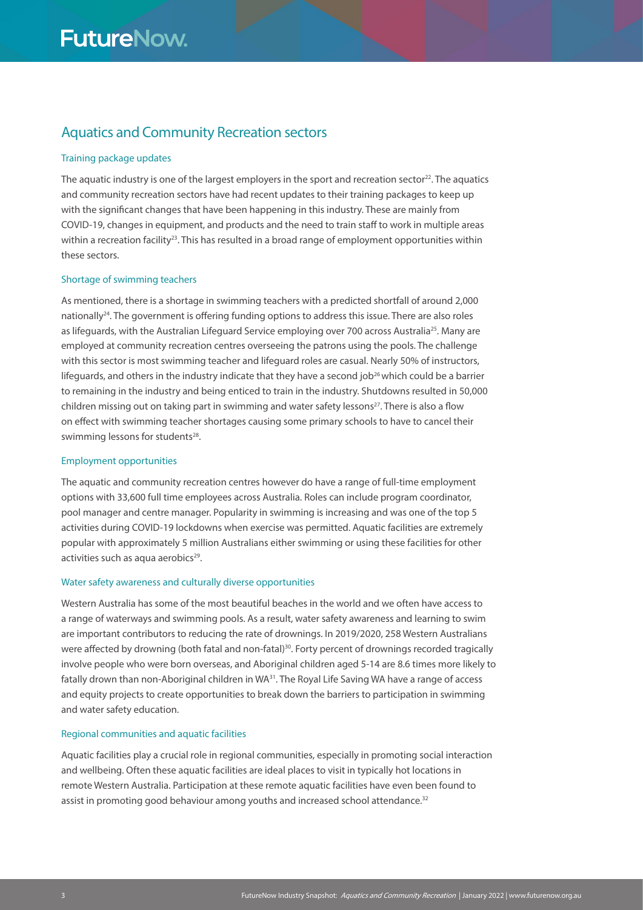## Aquatics and Community Recreation sectors

### Training package updates

The aquatic industry is one of the largest employers in the sport and recreation sector[22]. The aquatics and community recreation sectors have had recent updates to their training packages to keep up with the significant changes that have been happening in this industry. These are mainly from COVID-19, changes in equipment, and products and the need to train staff to work in multiple areas within a recreation facility[23]. This has resulted in a broad range of employment opportunities within these sectors.

### Shortage of swimming teachers

As mentioned, there is a shortage in swimming teachers with a predicted shortfall of around 2,000 nationally[24]. The government is offering funding options to address this issue. There are also roles as lifeguards, with the Australian Lifeguard Service employing over 700 across Australia[25]. Many are employed at community recreation centres overseeing the patrons using the pools. The challenge with this sector is most swimming teacher and lifeguard roles are casual. Nearly 50% of instructors, lifeguards, and others in the industry indicate that they have a second job[26] which could be a barrier to remaining in the industry and being enticed to train in the industry. Shutdowns resulted in 50,000 children missing out on taking part in swimming and water safety lessons[27]. There is also a flow on effect with swimming teacher shortages causing some primary schools to have to cancel their swimming lessons for students[28].

### Employment opportunities

The aquatic and community recreation centres however do have a range of full-time employment options with 33,600 full time employees across Australia. Roles can include program coordinator, pool manager and centre manager. Popularity in swimming is increasing and was one of the top 5 activities during COVID-19 lockdowns when exercise was permitted. Aquatic facilities are extremely popular with approximately 5 million Australians either swimming or using these facilities for other activities such as aqua aerobics[29].

### Water safety awareness and culturally diverse opportunities

Western Australia has some of the most beautiful beaches in the world and we often have access to a range of waterways and swimming pools. As a result, water safety awareness and learning to swim are important contributors to reducing the rate of drownings. In 2019/2020, 258 Western Australians were affected by drowning (both fatal and non-fatal)[30]. Forty percent of drownings recorded tragically involve people who were born overseas, and Aboriginal children aged 5-14 are 8.6 times more likely to fatally drown than non-Aboriginal children in WA[31]. The Royal Life Saving WA have a range of access and equity projects to create opportunities to break down the barriers to participation in swimming and water safety education.

### Regional communities and aquatic facilities

Aquatic facilities play a crucial role in regional communities, especially in promoting social interaction and wellbeing. Often these aquatic facilities are ideal places to visit in typically hot locations in remote Western Australia. Participation at these remote aquatic facilities have even been found to assist in promoting good behaviour among youths and increased school attendance.[32]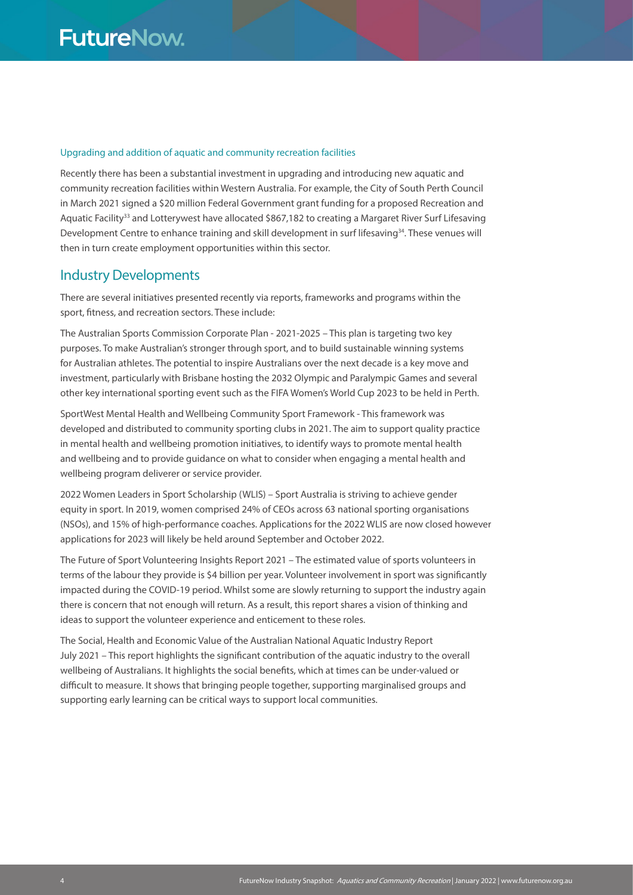### Upgrading and addition of aquatic and community recreation facilities

Recently there has been a substantial investment in upgrading and introducing new aquatic and community recreation facilities within Western Australia. For example, the City of South Perth Council in March 2021 signed a $20 million Federal Government grant funding for a proposed Recreation and Aquatic Facility[33] and Lotterywest have allocated $867,182 to creating a Margaret River Surf Lifesaving Development Centre to enhance training and skill development in surf lifesaving[34]. These venues will then in turn create employment opportunities within this sector.

## Industry Developments

There are several initiatives presented recently via reports, frameworks and programs within the sport, fitness, and recreation sectors. These include:

The Australian Sports Commission Corporate Plan - 2021-2025 – This plan is targeting two key purposes. To make Australian's stronger through sport, and to build sustainable winning systems for Australian athletes. The potential to inspire Australians over the next decade is a key move and investment, particularly with Brisbane hosting the 2032 Olympic and Paralympic Games and several other key international sporting event such as the FIFA Women's World Cup 2023 to be held in Perth.

SportWest Mental Health and Wellbeing Community Sport Framework - This framework was developed and distributed to community sporting clubs in 2021. The aim to support quality practice in mental health and wellbeing promotion initiatives, to identify ways to promote mental health and wellbeing and to provide guidance on what to consider when engaging a mental health and wellbeing program deliverer or service provider.

2022 Women Leaders in Sport Scholarship (WLIS) – Sport Australia is striving to achieve gender equity in sport. In 2019, women comprised 24% of CEOs across 63 national sporting organisations (NSOs), and 15% of high-performance coaches. Applications for the 2022 WLIS are now closed however applications for 2023 will likely be held around September and October 2022.

The Future of Sport Volunteering Insights Report 2021 – The estimated value of sports volunteers in terms of the labour they provide is $4 billion per year. Volunteer involvement in sport was significantly impacted during the COVID-19 period. Whilst some are slowly returning to support the industry again there is concern that not enough will return. As a result, this report shares a vision of thinking and ideas to support the volunteer experience and enticement to these roles.

The Social, Health and Economic Value of the Australian National Aquatic Industry Report July 2021 – This report highlights the significant contribution of the aquatic industry to the overall wellbeing of Australians. It highlights the social benefits, which at times can be under-valued or difficult to measure. It shows that bringing people together, supporting marginalised groups and supporting early learning can be critical ways to support local communities.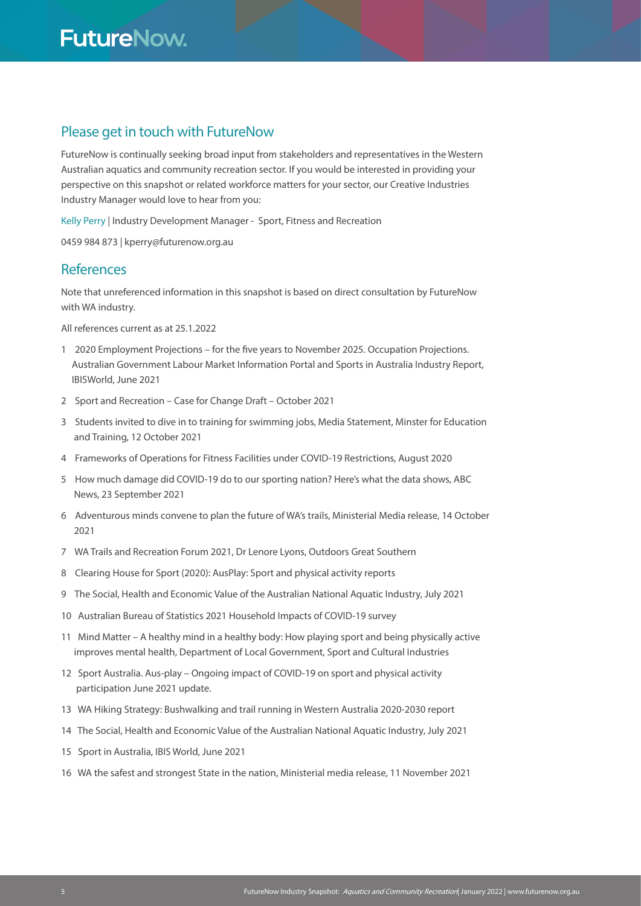## Please get in touch with FutureNow

FutureNow is continually seeking broad input from stakeholders and representatives in the Western Australian aquatics and community recreation sector. If you would be interested in providing your perspective on this snapshot or related workforce matters for your sector, our Creative Industries Industry Manager would love to hear from you:

Kelly Perry | Industry Development Manager - Sport, Fitness and Recreation

0459 984 873 | kperry@futurenow.org.au

## References

Note that unreferenced information in this snapshot is based on direct consultation by FutureNow with WA industry.

All references current as at 25.1.2022

1. 2020 Employment Projections – for the five years to November 2025. Occupation Projections. Australian Government Labour Market Information Portal and Sports in Australia Industry Report, IBISWorld, June 2021
2. Sport and Recreation – Case for Change Draft – October 2021
3. Students invited to dive in to training for swimming jobs, Media Statement, Minster for Education and Training, 12 October 2021
4. Frameworks of Operations for Fitness Facilities under COVID-19 Restrictions, August 2020
5. How much damage did COVID-19 do to our sporting nation? Here's what the data shows, ABC News, 23 September 2021
6. Adventurous minds convene to plan the future of WA's trails, Ministerial Media release, 14 October 2021
7. WA Trails and Recreation Forum 2021, Dr Lenore Lyons, Outdoors Great Southern
8. Clearing House for Sport (2020): AusPlay: Sport and physical activity reports
9. The Social, Health and Economic Value of the Australian National Aquatic Industry, July 2021
10. Australian Bureau of Statistics 2021 Household Impacts of COVID-19 survey
11. Mind Matter – A healthy mind in a healthy body: How playing sport and being physically active improves mental health, Department of Local Government, Sport and Cultural Industries
12. Sport Australia. Aus-play – Ongoing impact of COVID-19 on sport and physical activity participation June 2021 update.
13. WA Hiking Strategy: Bushwalking and trail running in Western Australia 2020-2030 report
14. The Social, Health and Economic Value of the Australian National Aquatic Industry, July 2021
15. Sport in Australia, IBIS World, June 2021
16. WA the safest and strongest State in the nation, Ministerial media release, 11 November 2021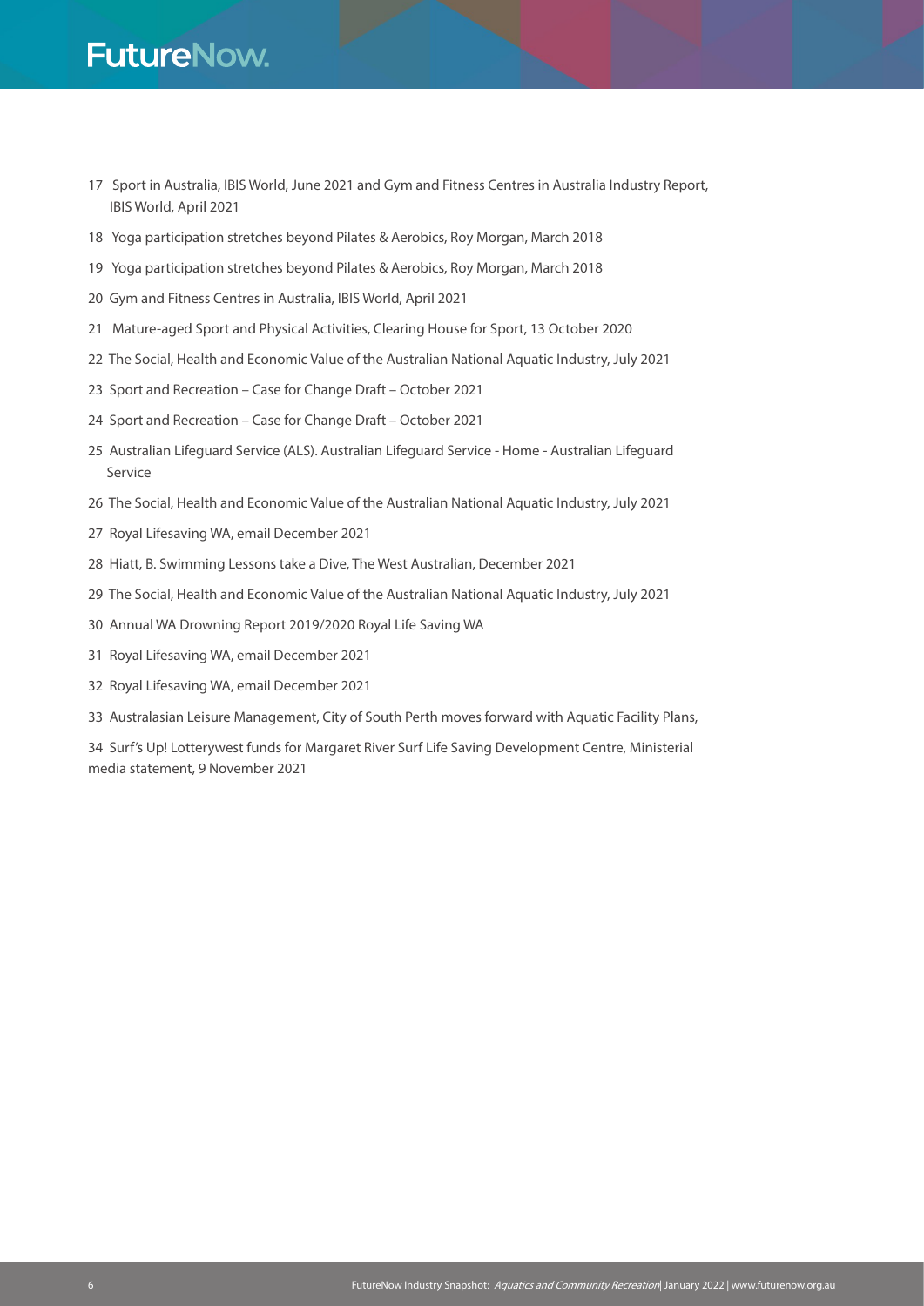17 Sport in Australia, IBIS World, June 2021 and Gym and Fitness Centres in Australia Industry Report, IBIS World, April 2021

18 Yoga participation stretches beyond Pilates & Aerobics, Roy Morgan, March 2018

19 Yoga participation stretches beyond Pilates & Aerobics, Roy Morgan, March 2018

20 Gym and Fitness Centres in Australia, IBIS World, April 2021

21 Mature-aged Sport and Physical Activities, Clearing House for Sport, 13 October 2020

22 The Social, Health and Economic Value of the Australian National Aquatic Industry, July 2021

23 Sport and Recreation – Case for Change Draft – October 2021

24 Sport and Recreation – Case for Change Draft – October 2021

25 Australian Lifeguard Service (ALS). Australian Lifeguard Service - Home - Australian Lifeguard Service

26 The Social, Health and Economic Value of the Australian National Aquatic Industry, July 2021

27 Royal Lifesaving WA, email December 2021

28 Hiatt, B. Swimming Lessons take a Dive, The West Australian, December 2021

29 The Social, Health and Economic Value of the Australian National Aquatic Industry, July 2021

30 Annual WA Drowning Report 2019/2020 Royal Life Saving WA

31 Royal Lifesaving WA, email December 2021

32 Royal Lifesaving WA, email December 2021

33 Australasian Leisure Management, City of South Perth moves forward with Aquatic Facility Plans,

34 Surf's Up! Lotterywest funds for Margaret River Surf Life Saving Development Centre, Ministerial media statement, 9 November 2021